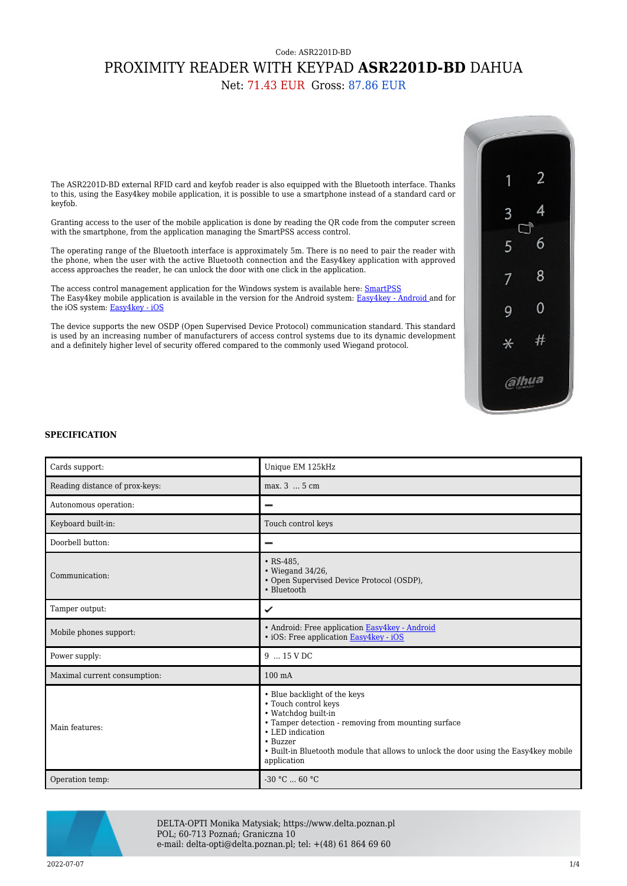Code: ASR2201D-BD

# PROXIMITY READER WITH KEYPAD **ASR2201D-BD** DAHUA

Net: 71.43 EUR Gross: 87.86 EUR

The ASR2201D-BD external RFID card and keyfob reader is also equipped with the Bluetooth interface. Thanks to this, using the Easy4key mobile application, it is possible to use a smartphone instead of a standard card or keyfob.

Granting access to the user of the mobile application is done by reading the QR code from the computer screen with the smartphone, from the application managing the SmartPSS access control.

The operating range of the Bluetooth interface is approximately 5m. There is no need to pair the reader with the phone, when the user with the active Bluetooth connection and the Easy4key application with approved access approaches the reader, he can unlock the door with one click in the application.

The access control management application for the Windows system is available here: SmartPSS
The Easy4key mobile application is available in the version for the Android system: Easy4key - Android and for the iOS system: Easy4key - iOS

The device supports the new OSDP (Open Supervised Device Protocol) communication standard. This standard is used by an increasing number of manufacturers of access control systems due to its dynamic development and a definitely higher level of security offered compared to the commonly used Wiegand protocol.

### SPECIFICATION

| | |
|---|---|
| Cards support: | Unique EM 125kHz |
| Reading distance of prox-keys: | max. 3 ... 5 cm |
| Autonomous operation: | – |
| Keyboard built-in: | Touch control keys |
| Doorbell button: | – |
| Communication: | • RS-485,<br>• Wiegand 34/26,<br>• Open Supervised Device Protocol (OSDP),<br>• Bluetooth |
| Tamper output: | ✔ |
| Mobile phones support: | • Android: Free application Easy4key - Android<br>• iOS: Free application Easy4key - iOS |
| Power supply: | 9 ... 15 V DC |
| Maximal current consumption: | 100 mA |
| Main features: | • Blue backlight of the keys<br>• Touch control keys<br>• Watchdog built-in<br>• Tamper detection - removing from mounting surface<br>• LED indication<br>• Buzzer<br>• Built-in Bluetooth module that allows to unlock the door using the Easy4key mobile application |
| Operation temp: | -30 °C ... 60 °C |

DELTA-OPTI Monika Matysiak; https://www.delta.poznan.pl
POL; 60-713 Poznań; Graniczna 10
e-mail: delta-opti@delta.poznan.pl; tel: +(48) 61 864 69 60

2022-07-07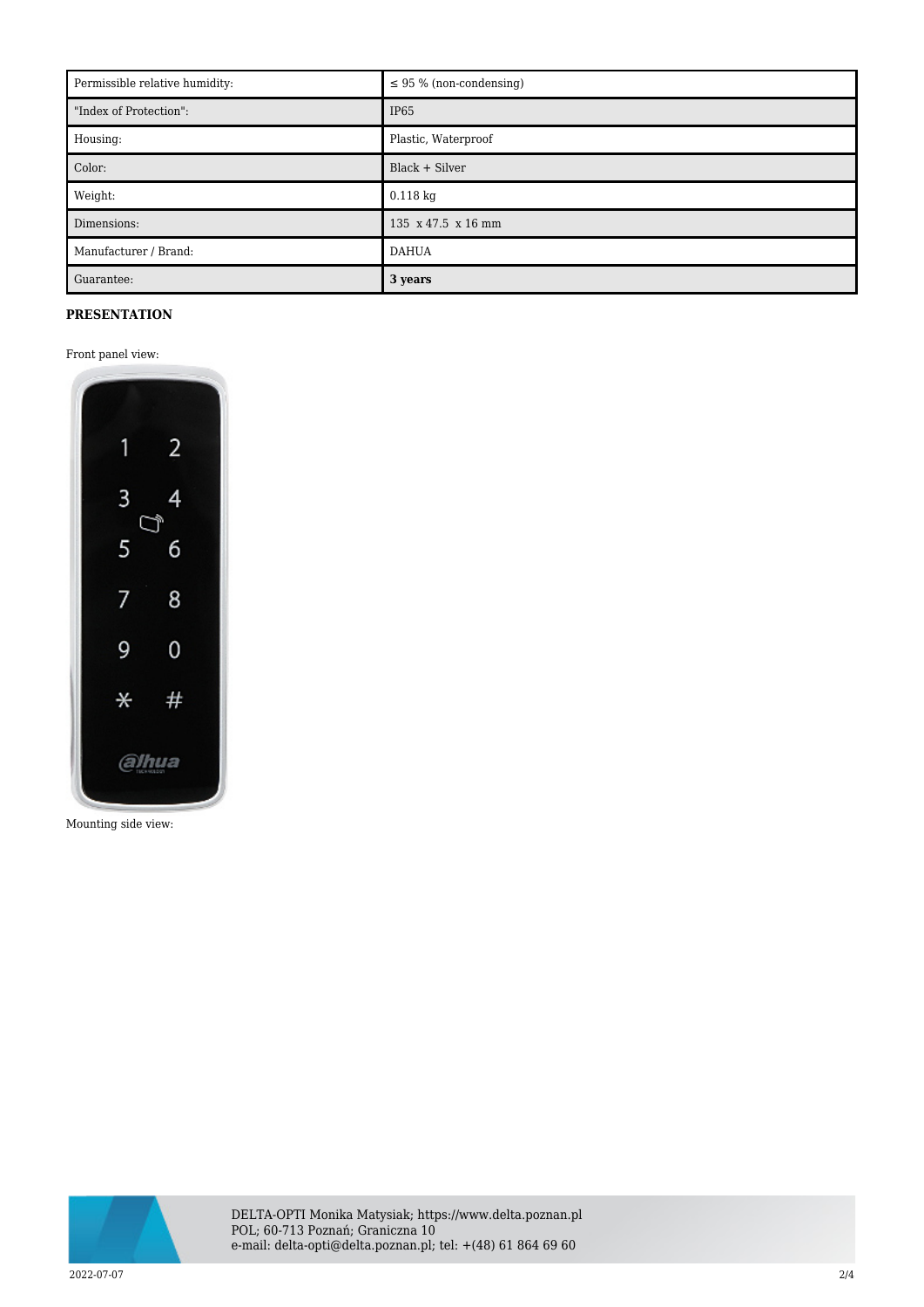| Permissible relative humidity: | ≤ 95 % (non-condensing) |
| --- | --- |
| "Index of Protection": | IP65 |
| Housing: | Plastic, Waterproof |
| Color: | Black + Silver |
| Weight: | 0.118 kg |
| Dimensions: | 135 x 47.5 x 16 mm |
| Manufacturer / Brand: | DAHUA |
| Guarantee: | **3 years** |

**PRESENTATION**

Front panel view:

Mounting side view: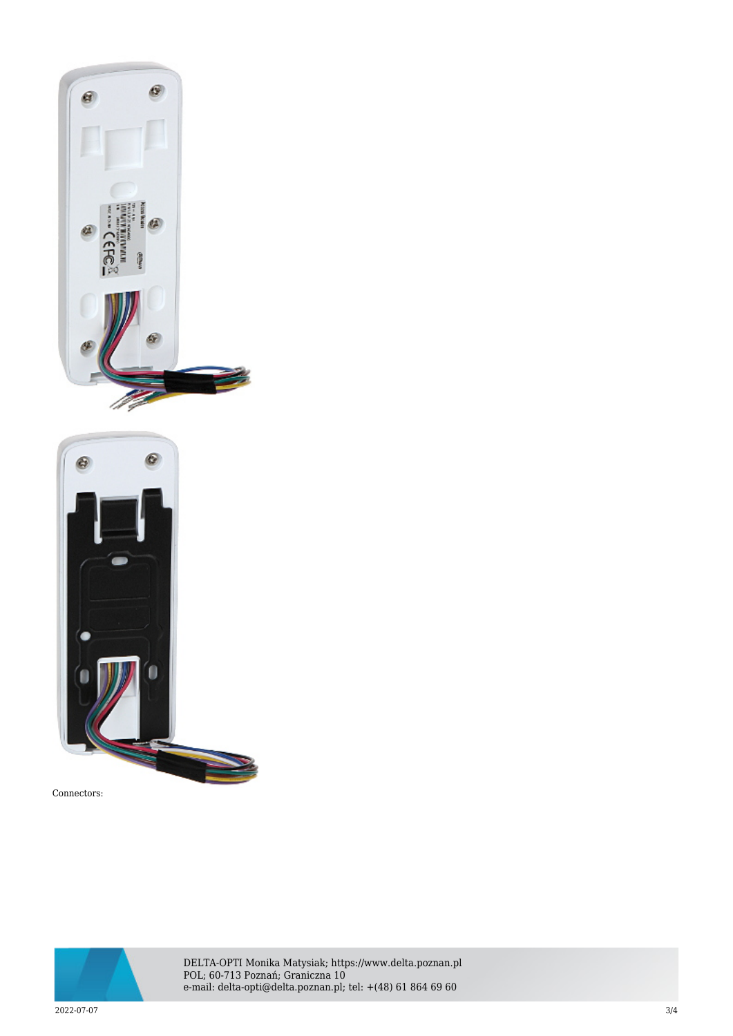Connectors: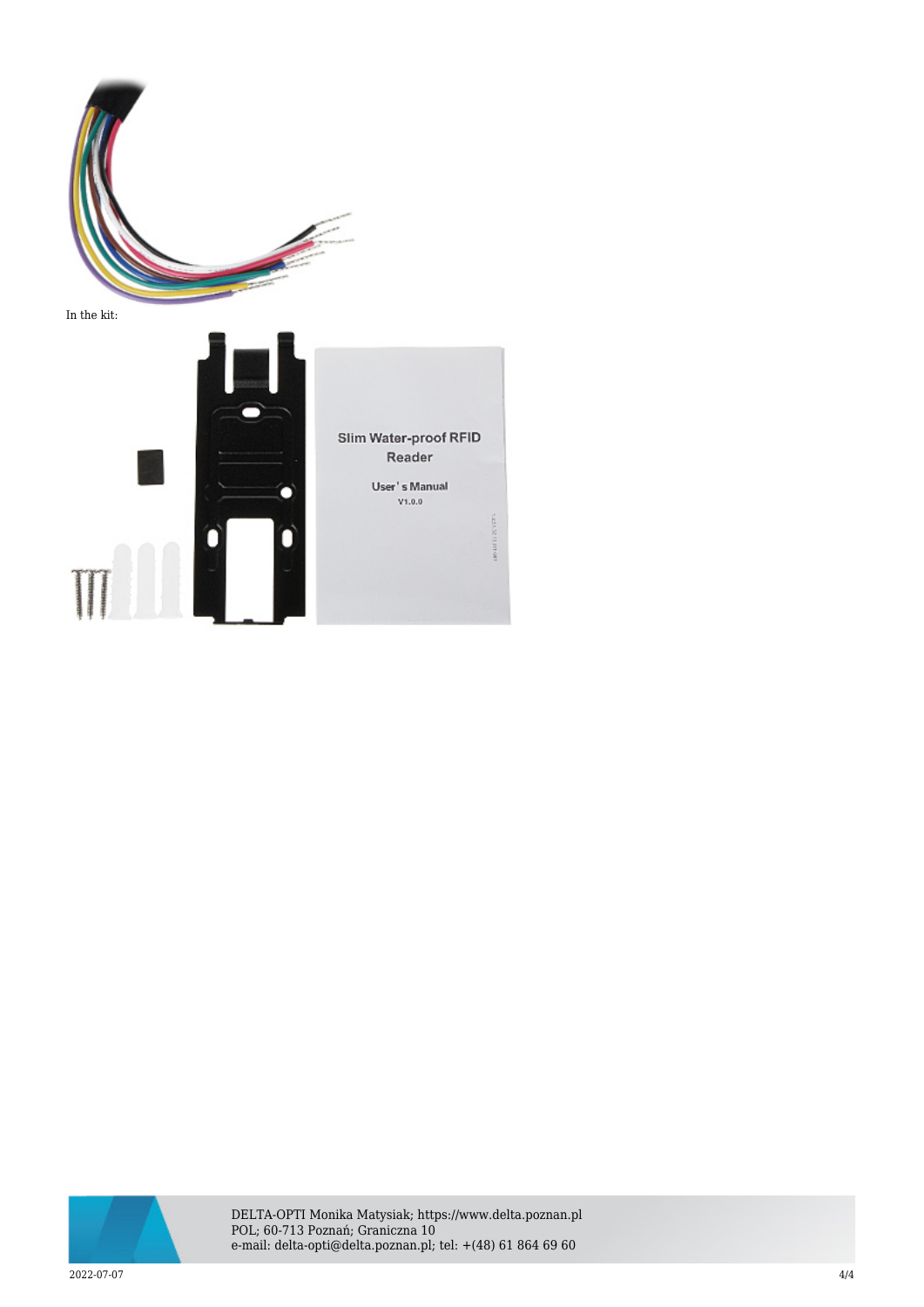In the kit: